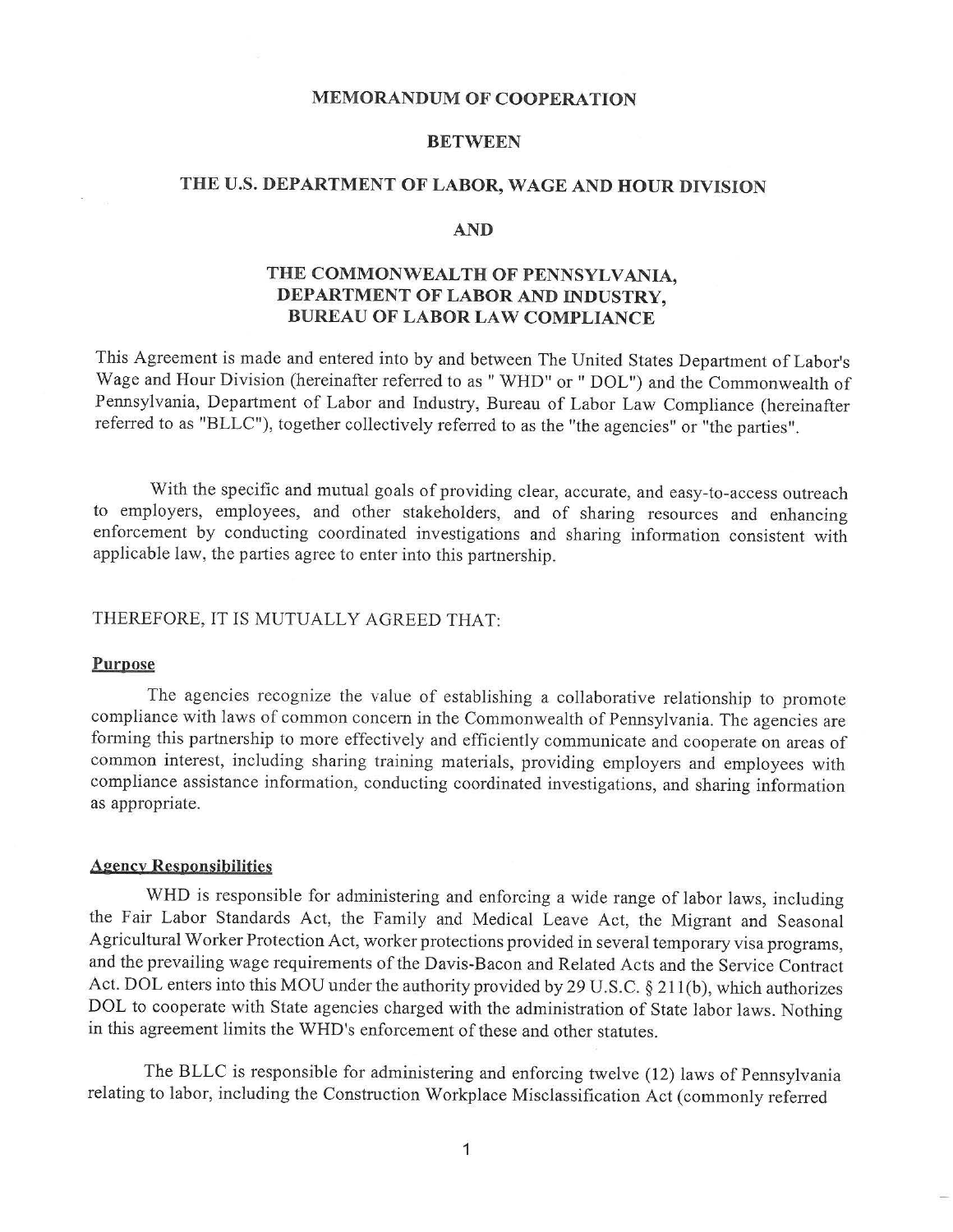# MEMORANDUM OF COOPERATION

## BETWEEN

## THE U.S. DEPARTMENT OF LABOR, WAGE AND HOUR DIVISION

## AND

## THE COMMONWEALTH OF PENNSYLVANIA, DEPARTMENT OF LABOR AND INDUSTRY, BUREAU OF LABOR LAW COMPLIANCE

This Agreement is made and entered into by and between The United States Department of Labor's Wage and Hour Division (hereinafter referred to as " WHD" or " DOL") and the Commonwealth of Pennsylvania, Department of Labor and Industry, Bureau of Labor Law Compliance (hereinafter referred to as "BLLC"), together collectively referred to as the "the agencies" or "the parties".

With the specific and mutual goals of providing clear, accurate, and easy-to-access outreach to employers, employees, and other stakeholders, and of sharing resources and enhancing enforcement by conducting coordinated investigations and sharing information consistent with applicable law, the parties agree to enter into this partnership.

THEREFORE, IT IS MUTUALLY AGREED THAT:

**Purpose**

The agencies recognize the value of establishing a collaborative relationship to promote compliance with laws of common concern in the Commonwealth of Pennsylvania. The agencies are forming this partnership to more effectively and efficiently communicate and cooperate on areas of common interest, including sharing training materials, providing employers and employees with compliance assistance information, conducting coordinated investigations, and sharing information as appropriate.

**Agency Responsibilities**

WHD is responsible for administering and enforcing a wide range of labor laws, including the Fair Labor Standards Act, the Family and Medical Leave Act, the Migrant and Seasonal Agricultural Worker Protection Act, worker protections provided in several temporary visa programs, and the prevailing wage requirements of the Davis-Bacon and Related Acts and the Service Contract Act. DOL enters into this MOU under the authority provided by 29 U.S.C. § 211(b), which authorizes DOL to cooperate with State agencies charged with the administration of State labor laws. Nothing in this agreement limits the WHD's enforcement of these and other statutes.

The BLLC is responsible for administering and enforcing twelve (12) laws of Pennsylvania relating to labor, including the Construction Workplace Misclassification Act (commonly referred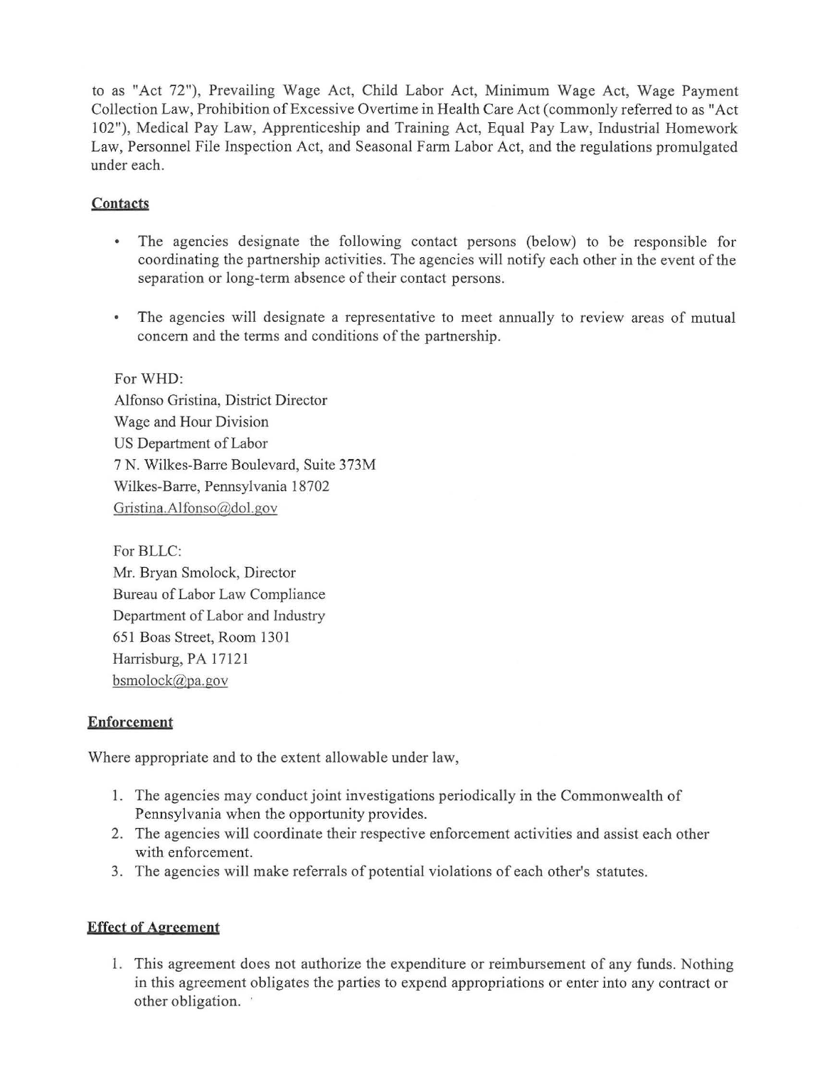to as "Act 72"), Prevailing Wage Act, Child Labor Act, Minimum Wage Act, Wage Payment Collection Law, Prohibition of Excessive Overtime in Health Care Act (commonly referred to as "Act 102"), Medical Pay Law, Apprenticeship and Training Act, Equal Pay Law, Industrial Homework Law, Personnel File Inspection Act, and Seasonal Farm Labor Act, and the regulations promulgated under each.

## Contacts

- The agencies designate the following contact persons (below) to be responsible for coordinating the partnership activities. The agencies will notify each other in the event of the separation or long-term absence of their contact persons.
- The agencies will designate a representative to meet annually to review areas of mutual concern and the terms and conditions of the partnership.

For WHD:
Alfonso Gristina, District Director
Wage and Hour Division
US Department of Labor
7 N. Wilkes-Barre Boulevard, Suite 373M
Wilkes-Barre, Pennsylvania 18702
Gristina.Alfonso@dol.gov

For BLLC:
Mr. Bryan Smolock, Director
Bureau of Labor Law Compliance
Department of Labor and Industry
651 Boas Street, Room 1301
Harrisburg, PA 17121
bsmolock@pa.gov

## Enforcement

Where appropriate and to the extent allowable under law,

1. The agencies may conduct joint investigations periodically in the Commonwealth of Pennsylvania when the opportunity provides.
2. The agencies will coordinate their respective enforcement activities and assist each other with enforcement.
3. The agencies will make referrals of potential violations of each other's statutes.

## Effect of Agreement

1. This agreement does not authorize the expenditure or reimbursement of any funds. Nothing in this agreement obligates the parties to expend appropriations or enter into any contract or other obligation.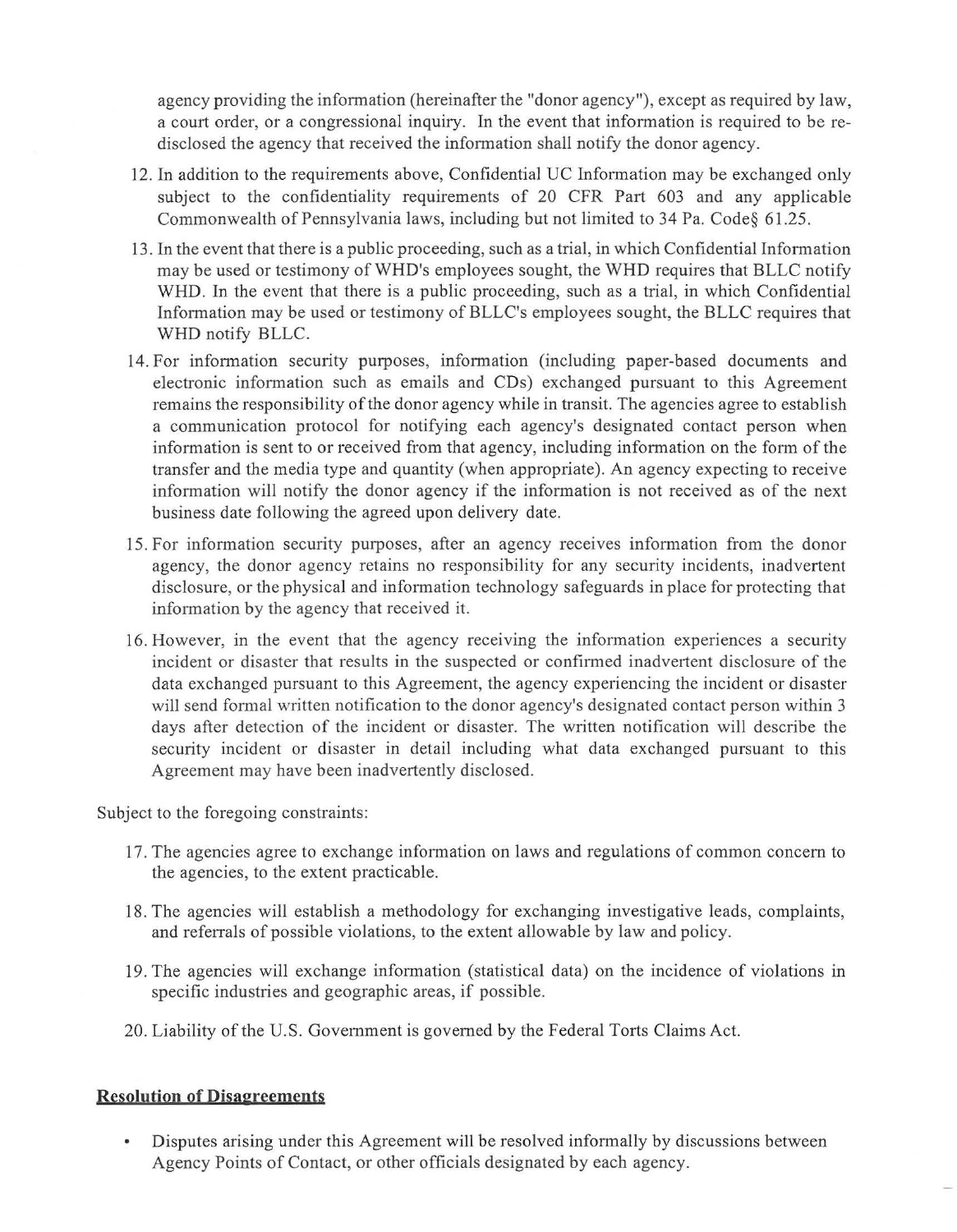agency providing the information (hereinafter the "donor agency"), except as required by law, a court order, or a congressional inquiry. In the event that information is required to be re-disclosed the agency that received the information shall notify the donor agency.

12. In addition to the requirements above, Confidential UC Information may be exchanged only subject to the confidentiality requirements of 20 CFR Part 603 and any applicable Commonwealth of Pennsylvania laws, including but not limited to 34 Pa. Code§ 61.25.

13. In the event that there is a public proceeding, such as a trial, in which Confidential Information may be used or testimony of WHD's employees sought, the WHD requires that BLLC notify WHD. In the event that there is a public proceeding, such as a trial, in which Confidential Information may be used or testimony of BLLC's employees sought, the BLLC requires that WHD notify BLLC.

14. For information security purposes, information (including paper-based documents and electronic information such as emails and CDs) exchanged pursuant to this Agreement remains the responsibility of the donor agency while in transit. The agencies agree to establish a communication protocol for notifying each agency's designated contact person when information is sent to or received from that agency, including information on the form of the transfer and the media type and quantity (when appropriate). An agency expecting to receive information will notify the donor agency if the information is not received as of the next business date following the agreed upon delivery date.

15. For information security purposes, after an agency receives information from the donor agency, the donor agency retains no responsibility for any security incidents, inadvertent disclosure, or the physical and information technology safeguards in place for protecting that information by the agency that received it.

16. However, in the event that the agency receiving the information experiences a security incident or disaster that results in the suspected or confirmed inadvertent disclosure of the data exchanged pursuant to this Agreement, the agency experiencing the incident or disaster will send formal written notification to the donor agency's designated contact person within 3 days after detection of the incident or disaster. The written notification will describe the security incident or disaster in detail including what data exchanged pursuant to this Agreement may have been inadvertently disclosed.

Subject to the foregoing constraints:

17. The agencies agree to exchange information on laws and regulations of common concern to the agencies, to the extent practicable.

18. The agencies will establish a methodology for exchanging investigative leads, complaints, and referrals of possible violations, to the extent allowable by law and policy.

19. The agencies will exchange information (statistical data) on the incidence of violations in specific industries and geographic areas, if possible.

20. Liability of the U.S. Government is governed by the Federal Torts Claims Act.

**Resolution of Disagreements**

- Disputes arising under this Agreement will be resolved informally by discussions between Agency Points of Contact, or other officials designated by each agency.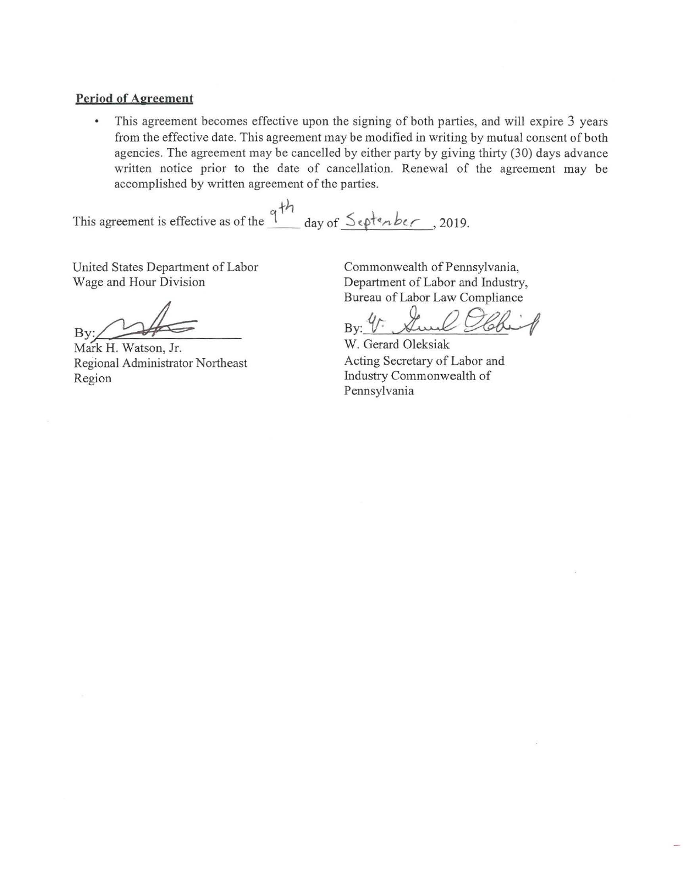**Period of Agreement**

- This agreement becomes effective upon the signing of both parties, and will expire 3 years from the effective date. This agreement may be modified in writing by mutual consent of both agencies. The agreement may be cancelled by either party by giving thirty (30) days advance written notice prior to the date of cancellation. Renewal of the agreement may be accomplished by written agreement of the parties.

This agreement is effective as of the 9th day of September, 2019.

United States Department of Labor
Wage and Hour Division

By: ______________________

Mark H. Watson, Jr.
Regional Administrator Northeast Region

Commonwealth of Pennsylvania,
Department of Labor and Industry,
Bureau of Labor Law Compliance

By: ______________________

W. Gerard Oleksiak
Acting Secretary of Labor and Industry Commonwealth of Pennsylvania